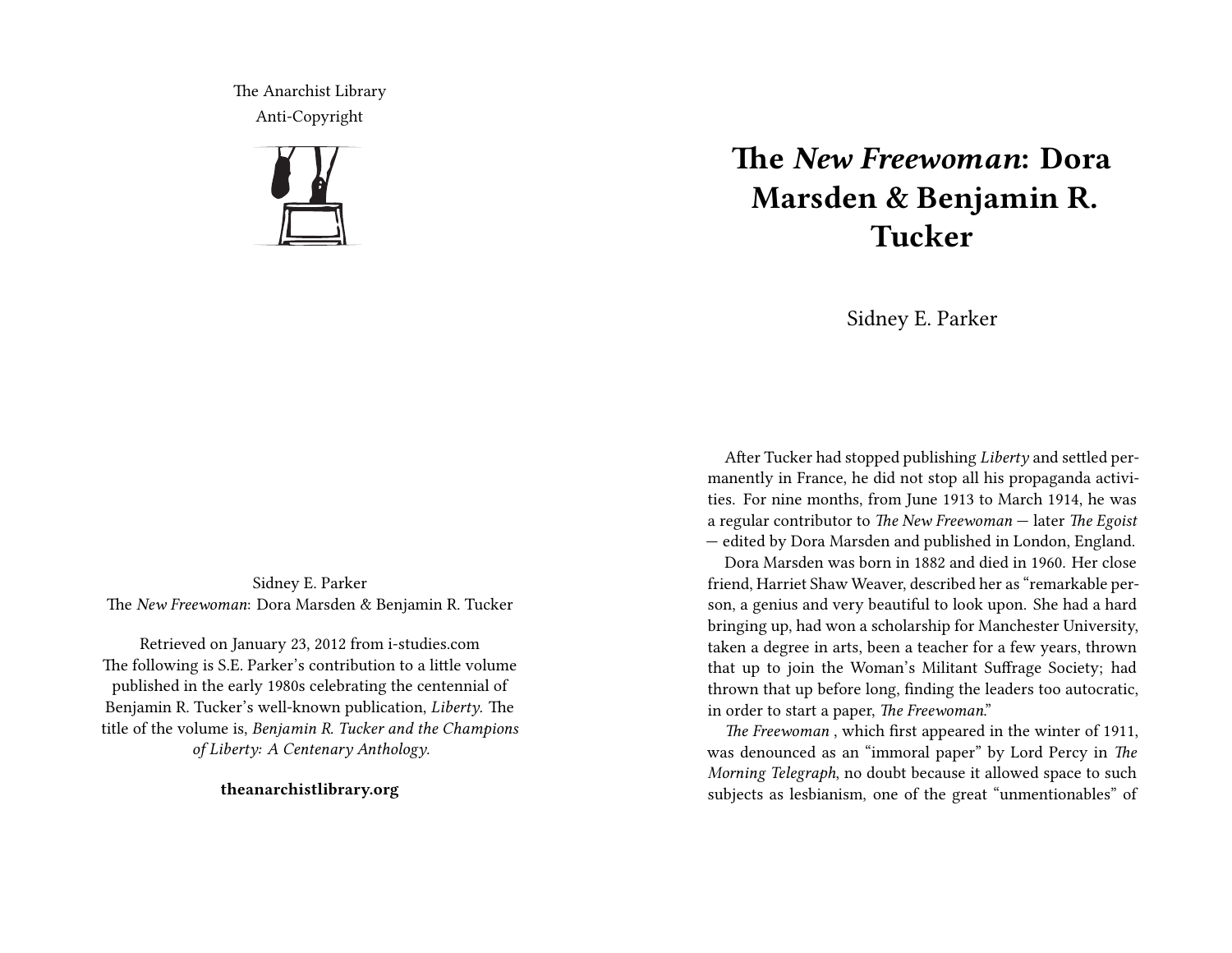The Anarchist Library
Anti-Copyright

Sidney E. Parker
The *New Freewoman*: Dora Marsden & Benjamin R. Tucker

Retrieved on January 23, 2012 from i-studies.com
The following is S.E. Parker's contribution to a little volume published in the early 1980s celebrating the centennial of Benjamin R. Tucker's well-known publication, *Liberty*. The title of the volume is, *Benjamin R. Tucker and the Champions of Liberty: A Centenary Anthology*.

**theanarchistlibrary.org**

# The *New Freewoman*: Dora Marsden & Benjamin R. Tucker

Sidney E. Parker

After Tucker had stopped publishing *Liberty* and settled permanently in France, he did not stop all his propaganda activities. For nine months, from June 1913 to March 1914, he was a regular contributor to *The New Freewoman* — later *The Egoist* — edited by Dora Marsden and published in London, England.

Dora Marsden was born in 1882 and died in 1960. Her close friend, Harriet Shaw Weaver, described her as "remarkable person, a genius and very beautiful to look upon. She had a hard bringing up, had won a scholarship for Manchester University, taken a degree in arts, been a teacher for a few years, thrown that up to join the Woman's Militant Suffrage Society; had thrown that up before long, finding the leaders too autocratic, in order to start a paper, *The Freewoman*."

*The Freewoman* , which first appeared in the winter of 1911, was denounced as an "immoral paper" by Lord Percy in *The Morning Telegraph*, no doubt because it allowed space to such subjects as lesbianism, one of the great "unmentionables" of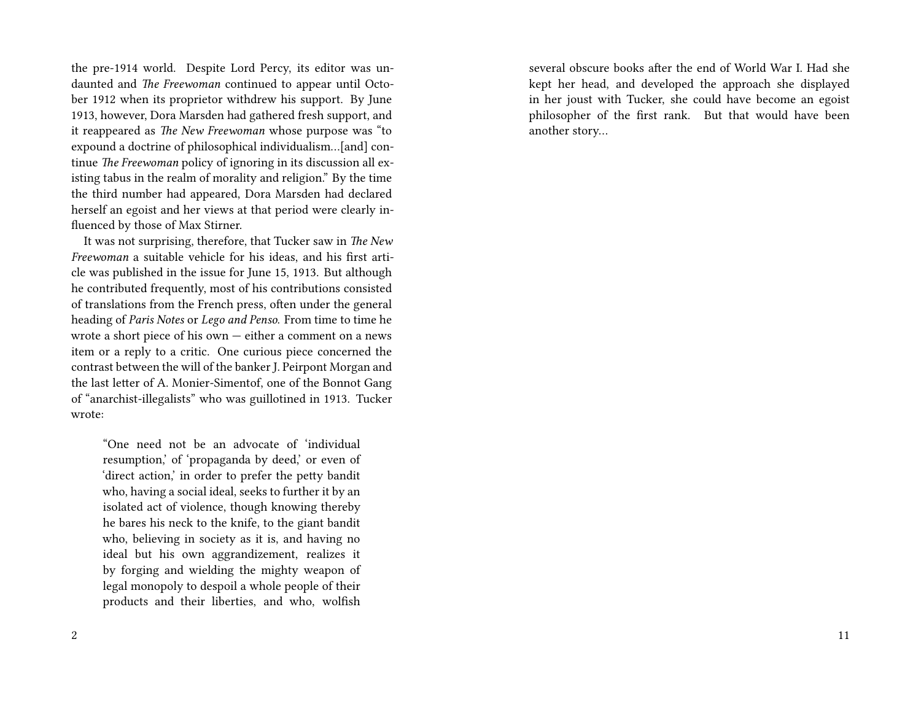the pre-1914 world. Despite Lord Percy, its editor was undaunted and *The Freewoman* continued to appear until October 1912 when its proprietor withdrew his support. By June 1913, however, Dora Marsden had gathered fresh support, and it reappeared as *The New Freewoman* whose purpose was "to expound a doctrine of philosophical individualism…[and] continue *The Freewoman* policy of ignoring in its discussion all existing tabus in the realm of morality and religion." By the time the third number had appeared, Dora Marsden had declared herself an egoist and her views at that period were clearly influenced by those of Max Stirner.

It was not surprising, therefore, that Tucker saw in *The New Freewoman* a suitable vehicle for his ideas, and his first article was published in the issue for June 15, 1913. But although he contributed frequently, most of his contributions consisted of translations from the French press, often under the general heading of *Paris Notes* or *Lego and Penso.* From time to time he wrote a short piece of his own — either a comment on a news item or a reply to a critic. One curious piece concerned the contrast between the will of the banker J. Peirpont Morgan and the last letter of A. Monier-Simentof, one of the Bonnot Gang of "anarchist-illegalists" who was guillotined in 1913. Tucker wrote:

> "One need not be an advocate of 'individual resumption,' of 'propaganda by deed,' or even of 'direct action,' in order to prefer the petty bandit who, having a social ideal, seeks to further it by an isolated act of violence, though knowing thereby he bares his neck to the knife, to the giant bandit who, believing in society as it is, and having no ideal but his own aggrandizement, realizes it by forging and wielding the mighty weapon of legal monopoly to despoil a whole people of their products and their liberties, and who, wolfish

several obscure books after the end of World War I. Had she kept her head, and developed the approach she displayed in her joust with Tucker, she could have become an egoist philosopher of the first rank. But that would have been another story…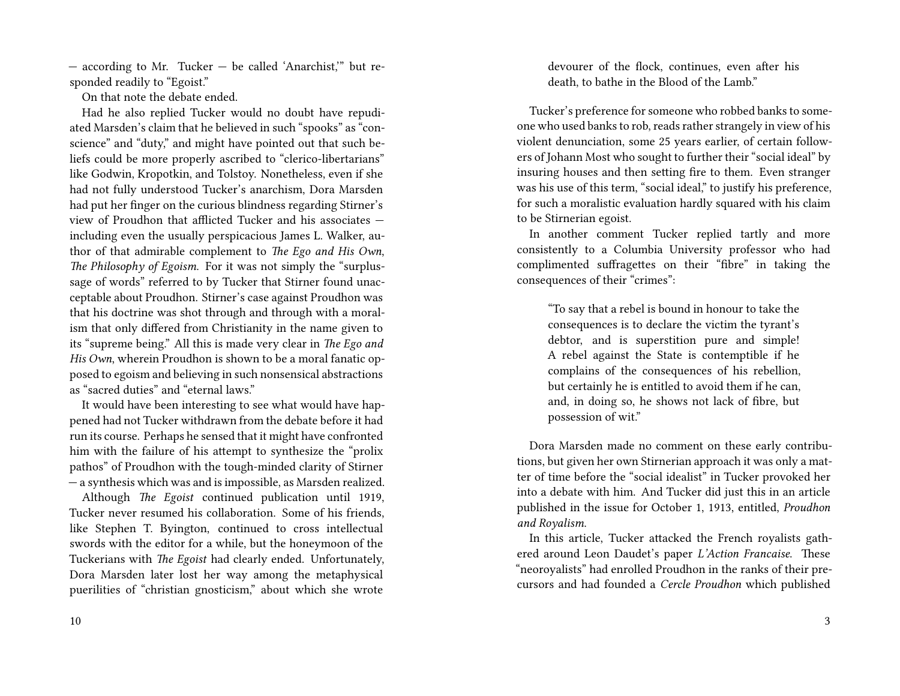— according to Mr. Tucker — be called 'Anarchist,'" but responded readily to "Egoist."

On that note the debate ended.

Had he also replied Tucker would no doubt have repudiated Marsden's claim that he believed in such "spooks" as "conscience" and "duty," and might have pointed out that such beliefs could be more properly ascribed to "clerico-libertarians" like Godwin, Kropotkin, and Tolstoy. Nonetheless, even if she had not fully understood Tucker's anarchism, Dora Marsden had put her finger on the curious blindness regarding Stirner's view of Proudhon that afflicted Tucker and his associates — including even the usually perspicacious James L. Walker, author of that admirable complement to *The Ego and His Own*, *The Philosophy of Egoism*. For it was not simply the "surplussage of words" referred to by Tucker that Stirner found unacceptable about Proudhon. Stirner's case against Proudhon was that his doctrine was shot through and through with a moralism that only differed from Christianity in the name given to its "supreme being." All this is made very clear in *The Ego and His Own*, wherein Proudhon is shown to be a moral fanatic opposed to egoism and believing in such nonsensical abstractions as "sacred duties" and "eternal laws."

It would have been interesting to see what would have happened had not Tucker withdrawn from the debate before it had run its course. Perhaps he sensed that it might have confronted him with the failure of his attempt to synthesize the "prolix pathos" of Proudhon with the tough-minded clarity of Stirner — a synthesis which was and is impossible, as Marsden realized.

Although *The Egoist* continued publication until 1919, Tucker never resumed his collaboration. Some of his friends, like Stephen T. Byington, continued to cross intellectual swords with the editor for a while, but the honeymoon of the Tuckerians with *The Egoist* had clearly ended. Unfortunately, Dora Marsden later lost her way among the metaphysical puerilities of "christian gnosticism," about which she wrote

> devourer of the flock, continues, even after his death, to bathe in the Blood of the Lamb."

Tucker's preference for someone who robbed banks to someone who used banks to rob, reads rather strangely in view of his violent denunciation, some 25 years earlier, of certain followers of Johann Most who sought to further their "social ideal" by insuring houses and then setting fire to them. Even stranger was his use of this term, "social ideal," to justify his preference, for such a moralistic evaluation hardly squared with his claim to be Stirnerian egoist.

In another comment Tucker replied tartly and more consistently to a Columbia University professor who had complimented suffragettes on their "fibre" in taking the consequences of their "crimes":

> "To say that a rebel is bound in honour to take the consequences is to declare the victim the tyrant's debtor, and is superstition pure and simple! A rebel against the State is contemptible if he complains of the consequences of his rebellion, but certainly he is entitled to avoid them if he can, and, in doing so, he shows not lack of fibre, but possession of wit."

Dora Marsden made no comment on these early contributions, but given her own Stirnerian approach it was only a matter of time before the "social idealist" in Tucker provoked her into a debate with him. And Tucker did just this in an article published in the issue for October 1, 1913, entitled, *Proudhon and Royalism.*

In this article, Tucker attacked the French royalists gathered around Leon Daudet's paper *L'Action Francaise*. These "neoroyalists" had enrolled Proudhon in the ranks of their precursors and had founded a *Cercle Proudhon* which published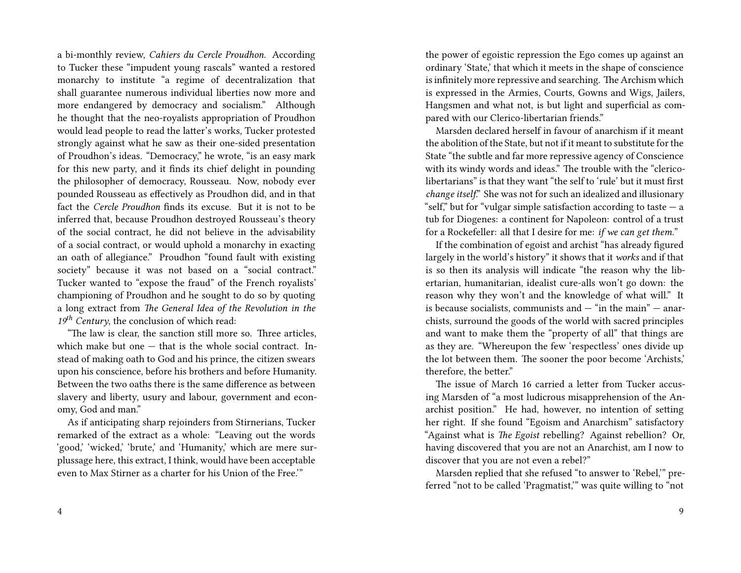a bi-monthly review, *Cahiers du Cercle Proudhon*. According to Tucker these "impudent young rascals" wanted a restored monarchy to institute "a regime of decentralization that shall guarantee numerous individual liberties now more and more endangered by democracy and socialism." Although he thought that the neo-royalists appropriation of Proudhon would lead people to read the latter's works, Tucker protested strongly against what he saw as their one-sided presentation of Proudhon's ideas. "Democracy," he wrote, "is an easy mark for this new party, and it finds its chief delight in pounding the philosopher of democracy, Rousseau. Now, nobody ever pounded Rousseau as effectively as Proudhon did, and in that fact the *Cercle Proudhon* finds its excuse. But it is not to be inferred that, because Proudhon destroyed Rousseau's theory of the social contract, he did not believe in the advisability of a social contract, or would uphold a monarchy in exacting an oath of allegiance." Proudhon "found fault with existing society" because it was not based on a "social contract." Tucker wanted to "expose the fraud" of the French royalists' championing of Proudhon and he sought to do so by quoting a long extract from *The General Idea of the Revolution in the 19th Century*, the conclusion of which read:

"The law is clear, the sanction still more so. Three articles, which make but one — that is the whole social contract. Instead of making oath to God and his prince, the citizen swears upon his conscience, before his brothers and before Humanity. Between the two oaths there is the same difference as between slavery and liberty, usury and labour, government and economy, God and man."

As if anticipating sharp rejoinders from Stirnerians, Tucker remarked of the extract as a whole: "Leaving out the words 'good,' 'wicked,' 'brute,' and 'Humanity,' which are mere surplussage here, this extract, I think, would have been acceptable even to Max Stirner as a charter for his Union of the Free.'"

the power of egoistic repression the Ego comes up against an ordinary 'State,' that which it meets in the shape of conscience is infinitely more repressive and searching. The Archism which is expressed in the Armies, Courts, Gowns and Wigs, Jailers, Hangsmen and what not, is but light and superficial as compared with our Clerico-libertarian friends."

Marsden declared herself in favour of anarchism if it meant the abolition of the State, but not if it meant to substitute for the State "the subtle and far more repressive agency of Conscience with its windy words and ideas." The trouble with the "clerico-libertarians" is that they want "the self to 'rule' but it must first *change itself*." She was not for such an idealized and illusionary "self," but for "vulgar simple satisfaction according to taste — a tub for Diogenes: a continent for Napoleon: control of a trust for a Rockefeller: all that I desire for me: *if we can get them*."

If the combination of egoist and archist "has already figured largely in the world's history" it shows that it *works* and if that is so then its analysis will indicate "the reason why the libertarian, humanitarian, idealist cure-alls won't go down: the reason why they won't and the knowledge of what will." It is because socialists, communists and — "in the main" — anarchists, surround the goods of the world with sacred principles and want to make them the "property of all" that things are as they are. "Whereupon the few 'respectless' ones divide up the lot between them. The sooner the poor become 'Archists,' therefore, the better."

The issue of March 16 carried a letter from Tucker accusing Marsden of "a most ludicrous misapprehension of the Anarchist position." He had, however, no intention of setting her right. If she found "Egoism and Anarchism" satisfactory "Against what is *The Egoist* rebelling? Against rebellion? Or, having discovered that you are not an Anarchist, am I now to discover that you are not even a rebel?"

Marsden replied that she refused "to answer to 'Rebel,'" preferred "not to be called 'Pragmatist,'" was quite willing to "not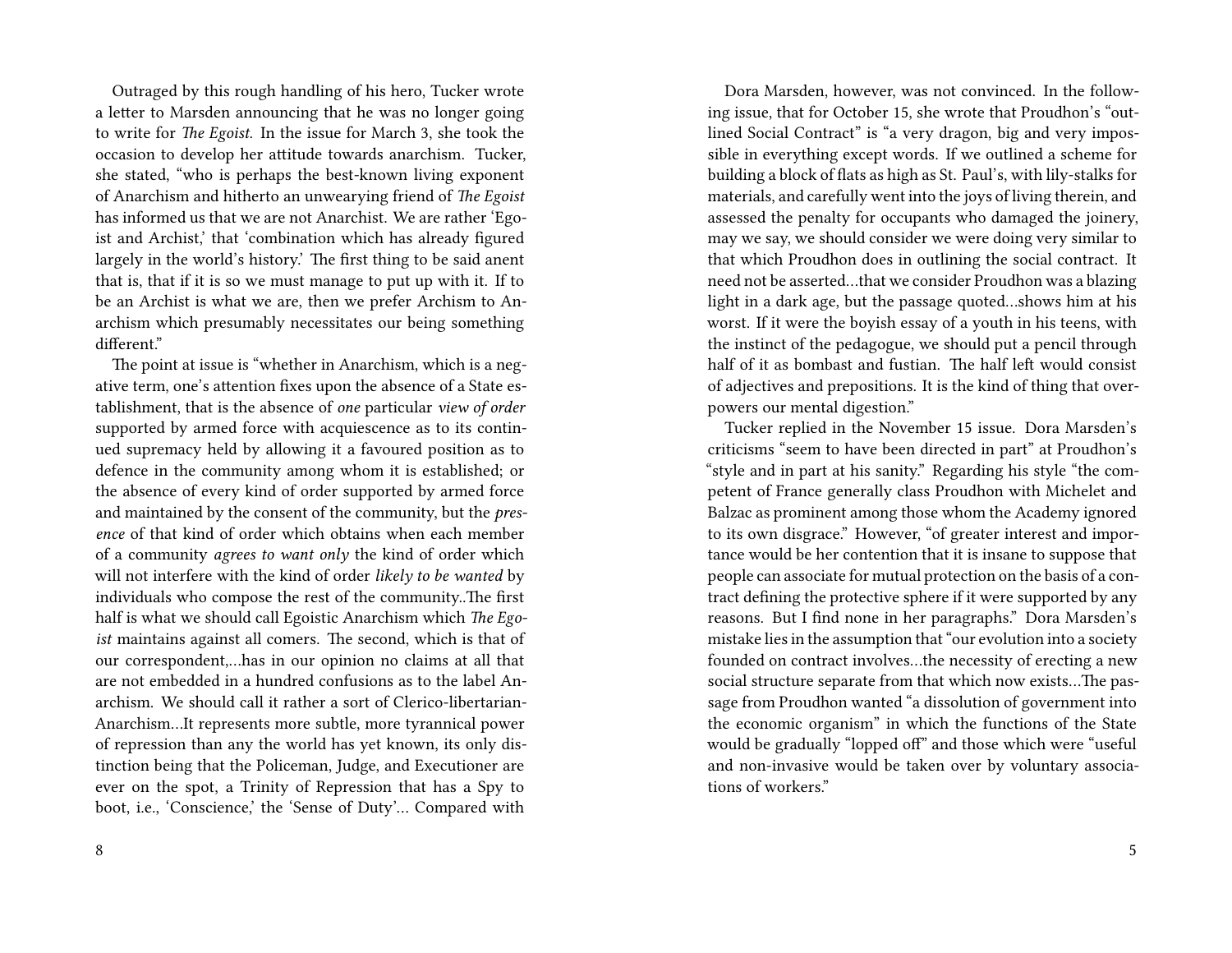Dora Marsden, however, was not convinced. In the following issue, that for October 15, she wrote that Proudhon's "outlined Social Contract" is "a very dragon, big and very impossible in everything except words. If we outlined a scheme for building a block of flats as high as St. Paul's, with lily-stalks for materials, and carefully went into the joys of living therein, and assessed the penalty for occupants who damaged the joinery, may we say, we should consider we were doing very similar to that which Proudhon does in outlining the social contract. It need not be asserted…that we consider Proudhon was a blazing light in a dark age, but the passage quoted…shows him at his worst. If it were the boyish essay of a youth in his teens, with the instinct of the pedagogue, we should put a pencil through half of it as bombast and fustian. The half left would consist of adjectives and prepositions. It is the kind of thing that overpowers our mental digestion."

Tucker replied in the November 15 issue. Dora Marsden's criticisms "seem to have been directed in part" at Proudhon's "style and in part at his sanity." Regarding his style "the competent of France generally class Proudhon with Michelet and Balzac as prominent among those whom the Academy ignored to its own disgrace." However, "of greater interest and importance would be her contention that it is insane to suppose that people can associate for mutual protection on the basis of a contract defining the protective sphere if it were supported by any reasons. But I find none in her paragraphs." Dora Marsden's mistake lies in the assumption that "our evolution into a society founded on contract involves…the necessity of erecting a new social structure separate from that which now exists…The passage from Proudhon wanted "a dissolution of government into the economic organism" in which the functions of the State would be gradually "lopped off" and those which were "useful and non-invasive would be taken over by voluntary associations of workers."

Outraged by this rough handling of his hero, Tucker wrote a letter to Marsden announcing that he was no longer going to write for *The Egoist*. In the issue for March 3, she took the occasion to develop her attitude towards anarchism. Tucker, she stated, "who is perhaps the best-known living exponent of Anarchism and hitherto an unwearying friend of *The Egoist* has informed us that we are not Anarchist. We are rather 'Egoist and Archist,' that 'combination which has already figured largely in the world's history.' The first thing to be said anent that is, that if it is so we must manage to put up with it. If to be an Archist is what we are, then we prefer Archism to Anarchism which presumably necessitates our being something different."

The point at issue is "whether in Anarchism, which is a negative term, one's attention fixes upon the absence of a State establishment, that is the absence of *one* particular *view of order* supported by armed force with acquiescence as to its continued supremacy held by allowing it a favoured position as to defence in the community among whom it is established; or the absence of every kind of order supported by armed force and maintained by the consent of the community, but the *presence* of that kind of order which obtains when each member of a community *agrees to want only* the kind of order which will not interfere with the kind of order *likely to be wanted* by individuals who compose the rest of the community..The first half is what we should call Egoistic Anarchism which *The Egoist* maintains against all comers. The second, which is that of our correspondent,…has in our opinion no claims at all that are not embedded in a hundred confusions as to the label Anarchism. We should call it rather a sort of Clerico-libertarian-Anarchism…It represents more subtle, more tyrannical power of repression than any the world has yet known, its only distinction being that the Policeman, Judge, and Executioner are ever on the spot, a Trinity of Repression that has a Spy to boot, i.e., 'Conscience,' the 'Sense of Duty'… Compared with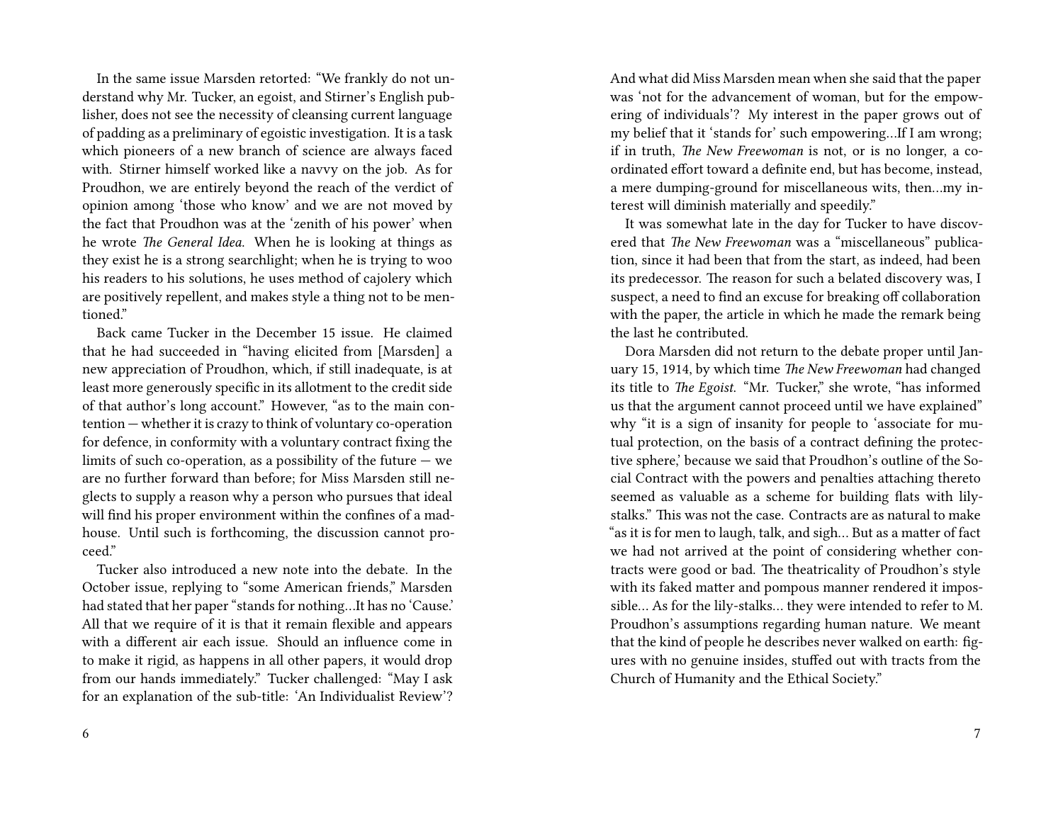In the same issue Marsden retorted: "We frankly do not understand why Mr. Tucker, an egoist, and Stirner's English publisher, does not see the necessity of cleansing current language of padding as a preliminary of egoistic investigation. It is a task which pioneers of a new branch of science are always faced with. Stirner himself worked like a navvy on the job. As for Proudhon, we are entirely beyond the reach of the verdict of opinion among 'those who know' and we are not moved by the fact that Proudhon was at the 'zenith of his power' when he wrote *The General Idea.* When he is looking at things as they exist he is a strong searchlight; when he is trying to woo his readers to his solutions, he uses method of cajolery which are positively repellent, and makes style a thing not to be mentioned."

Back came Tucker in the December 15 issue. He claimed that he had succeeded in "having elicited from [Marsden] a new appreciation of Proudhon, which, if still inadequate, is at least more generously specific in its allotment to the credit side of that author's long account." However, "as to the main contention — whether it is crazy to think of voluntary co-operation for defence, in conformity with a voluntary contract fixing the limits of such co-operation, as a possibility of the future — we are no further forward than before; for Miss Marsden still neglects to supply a reason why a person who pursues that ideal will find his proper environment within the confines of a madhouse. Until such is forthcoming, the discussion cannot proceed."

Tucker also introduced a new note into the debate. In the October issue, replying to "some American friends," Marsden had stated that her paper "stands for nothing…It has no 'Cause.' All that we require of it is that it remain flexible and appears with a different air each issue. Should an influence come in to make it rigid, as happens in all other papers, it would drop from our hands immediately." Tucker challenged: "May I ask for an explanation of the sub-title: 'An Individualist Review'? And what did Miss Marsden mean when she said that the paper was 'not for the advancement of woman, but for the empowering of individuals'? My interest in the paper grows out of my belief that it 'stands for' such empowering…If I am wrong; if in truth, *The New Freewoman* is not, or is no longer, a coordinated effort toward a definite end, but has become, instead, a mere dumping-ground for miscellaneous wits, then…my interest will diminish materially and speedily."

It was somewhat late in the day for Tucker to have discovered that *The New Freewoman* was a "miscellaneous" publication, since it had been that from the start, as indeed, had been its predecessor. The reason for such a belated discovery was, I suspect, a need to find an excuse for breaking off collaboration with the paper, the article in which he made the remark being the last he contributed.

Dora Marsden did not return to the debate proper until January 15, 1914, by which time *The New Freewoman* had changed its title to *The Egoist.* "Mr. Tucker," she wrote, "has informed us that the argument cannot proceed until we have explained" why "it is a sign of insanity for people to 'associate for mutual protection, on the basis of a contract defining the protective sphere,' because we said that Proudhon's outline of the Social Contract with the powers and penalties attaching thereto seemed as valuable as a scheme for building flats with lily-stalks." This was not the case. Contracts are as natural to make "as it is for men to laugh, talk, and sigh… But as a matter of fact we had not arrived at the point of considering whether contracts were good or bad. The theatricality of Proudhon's style with its faked matter and pompous manner rendered it impossible… As for the lily-stalks… they were intended to refer to M. Proudhon's assumptions regarding human nature. We meant that the kind of people he describes never walked on earth: figures with no genuine insides, stuffed out with tracts from the Church of Humanity and the Ethical Society."